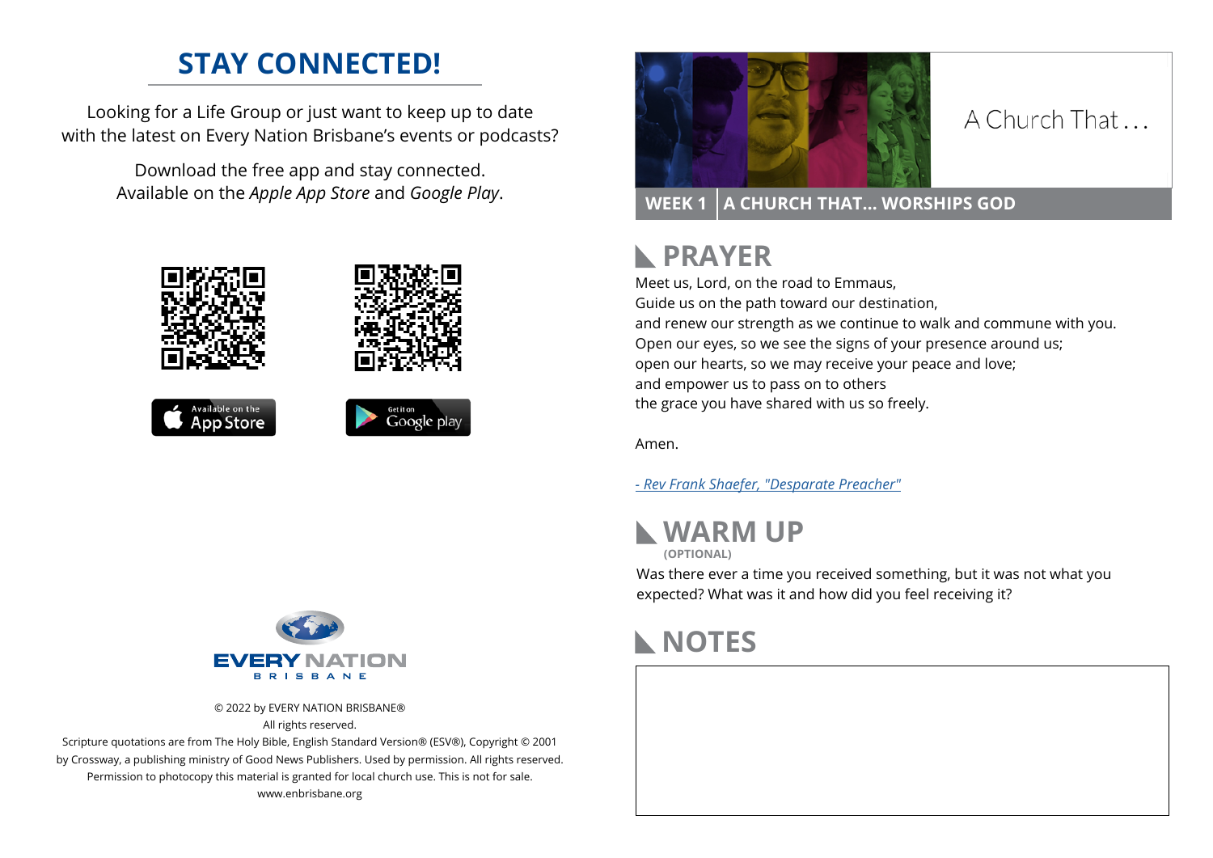## STAY CONNECTED!

Looking for a Life Group or just want to keep up to date with the latest on Every Nation Brisbane's events or podcasts?

Download the free app and stay connected.
Available on the *Apple App Store* and *Google Play*.

© 2022 by EVERY NATION BRISBANE®
All rights reserved.
Scripture quotations are from The Holy Bible, English Standard Version® (ESV®), Copyright © 2001 by Crossway, a publishing ministry of Good News Publishers. Used by permission. All rights reserved.
Permission to photocopy this material is granted for local church use. This is not for sale.
www.enbrisbane.org

A Church That...

**WEEK 1 | A CHURCH THAT... WORSHIPS GOD**

## PRAYER

Meet us, Lord, on the road to Emmaus,
Guide us on the path toward our destination,
and renew our strength as we continue to walk and commune with you.
Open our eyes, so we see the signs of your presence around us;
open our hearts, so we may receive your peace and love;
and empower us to pass on to others
the grace you have shared with us so freely.

Amen.

*- Rev Frank Shaefer, "Desparate Preacher"*

## WARM UP

**(OPTIONAL)**

Was there ever a time you received something, but it was not what you expected? What was it and how did you feel receiving it?

## NOTES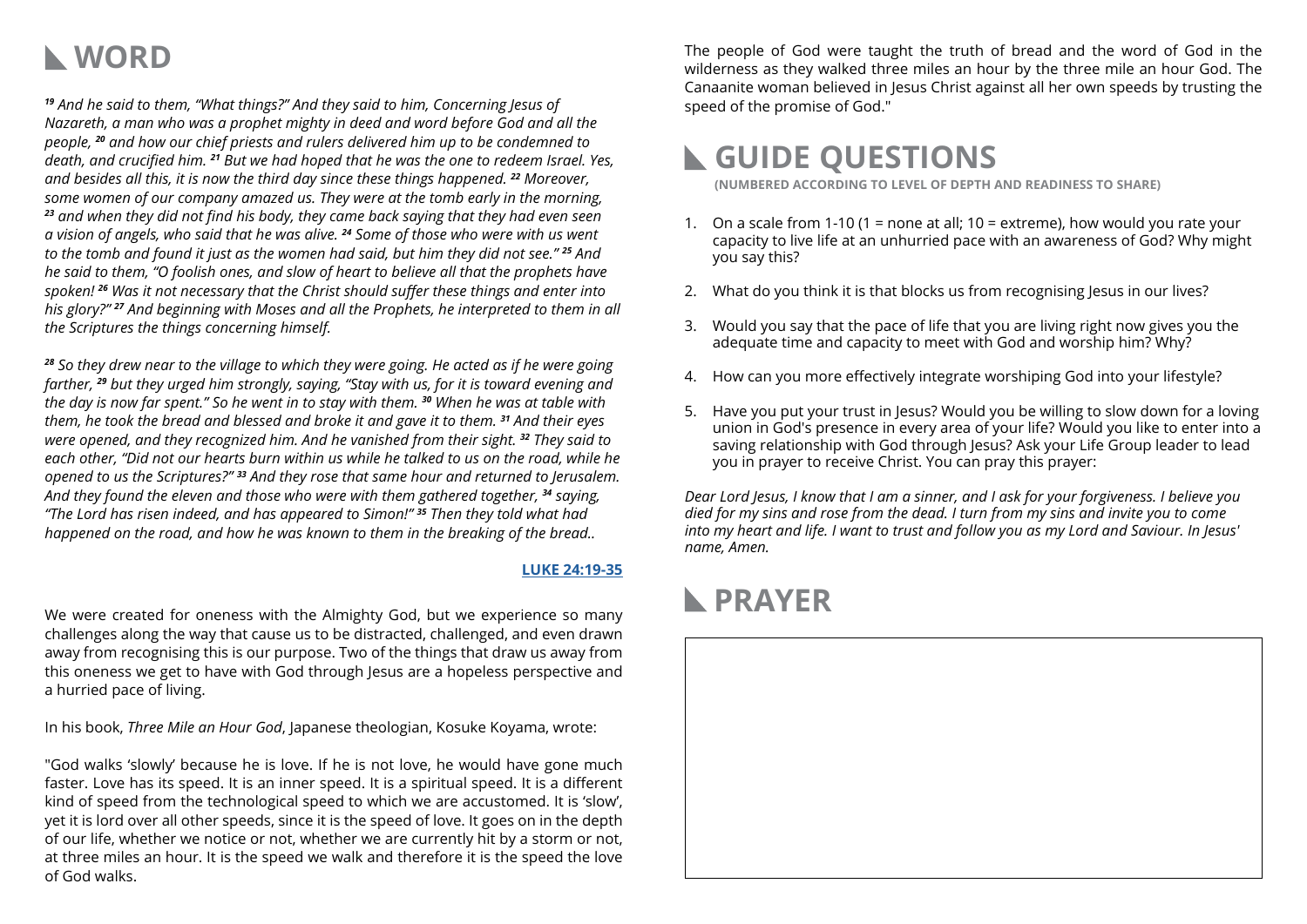## WORD

*[19] And he said to them, "What things?" And they said to him, Concerning Jesus of Nazareth, a man who was a prophet mighty in deed and word before God and all the people, [20] and how our chief priests and rulers delivered him up to be condemned to death, and crucified him. [21] But we had hoped that he was the one to redeem Israel. Yes, and besides all this, it is now the third day since these things happened. [22] Moreover, some women of our company amazed us. They were at the tomb early in the morning, [23] and when they did not find his body, they came back saying that they had even seen a vision of angels, who said that he was alive. [24] Some of those who were with us went to the tomb and found it just as the women had said, but him they did not see." [25] And he said to them, "O foolish ones, and slow of heart to believe all that the prophets have spoken! [26] Was it not necessary that the Christ should suffer these things and enter into his glory?" [27] And beginning with Moses and all the Prophets, he interpreted to them in all the Scriptures the things concerning himself.*

*[28] So they drew near to the village to which they were going. He acted as if he were going farther, [29] but they urged him strongly, saying, "Stay with us, for it is toward evening and the day is now far spent." So he went in to stay with them. [30] When he was at table with them, he took the bread and blessed and broke it and gave it to them. [31] And their eyes were opened, and they recognized him. And he vanished from their sight. [32] They said to each other, "Did not our hearts burn within us while he talked to us on the road, while he opened to us the Scriptures?" [33] And they rose that same hour and returned to Jerusalem. And they found the eleven and those who were with them gathered together, [34] saying, "The Lord has risen indeed, and has appeared to Simon!" [35] Then they told what had happened on the road, and how he was known to them in the breaking of the bread..*

**LUKE 24:19-35**

We were created for oneness with the Almighty God, but we experience so many challenges along the way that cause us to be distracted, challenged, and even drawn away from recognising this is our purpose. Two of the things that draw us away from this oneness we get to have with God through Jesus are a hopeless perspective and a hurried pace of living.

In his book, *Three Mile an Hour God*, Japanese theologian, Kosuke Koyama, wrote:

"God walks 'slowly' because he is love. If he is not love, he would have gone much faster. Love has its speed. It is an inner speed. It is a spiritual speed. It is a different kind of speed from the technological speed to which we are accustomed. It is 'slow', yet it is lord over all other speeds, since it is the speed of love. It goes on in the depth of our life, whether we notice or not, whether we are currently hit by a storm or not, at three miles an hour. It is the speed we walk and therefore it is the speed the love of God walks.

The people of God were taught the truth of bread and the word of God in the wilderness as they walked three miles an hour by the three mile an hour God. The Canaanite woman believed in Jesus Christ against all her own speeds by trusting the speed of the promise of God."

## GUIDE QUESTIONS

**(NUMBERED ACCORDING TO LEVEL OF DEPTH AND READINESS TO SHARE)**

1. On a scale from 1-10 (1 = none at all; 10 = extreme), how would you rate your capacity to live life at an unhurried pace with an awareness of God? Why might you say this?
2. What do you think it is that blocks us from recognising Jesus in our lives?
3. Would you say that the pace of life that you are living right now gives you the adequate time and capacity to meet with God and worship him? Why?
4. How can you more effectively integrate worshiping God into your lifestyle?
5. Have you put your trust in Jesus? Would you be willing to slow down for a loving union in God's presence in every area of your life? Would you like to enter into a saving relationship with God through Jesus? Ask your Life Group leader to lead you in prayer to receive Christ. You can pray this prayer:

*Dear Lord Jesus, I know that I am a sinner, and I ask for your forgiveness. I believe you died for my sins and rose from the dead. I turn from my sins and invite you to come into my heart and life. I want to trust and follow you as my Lord and Saviour. In Jesus' name, Amen.*

## PRAYER